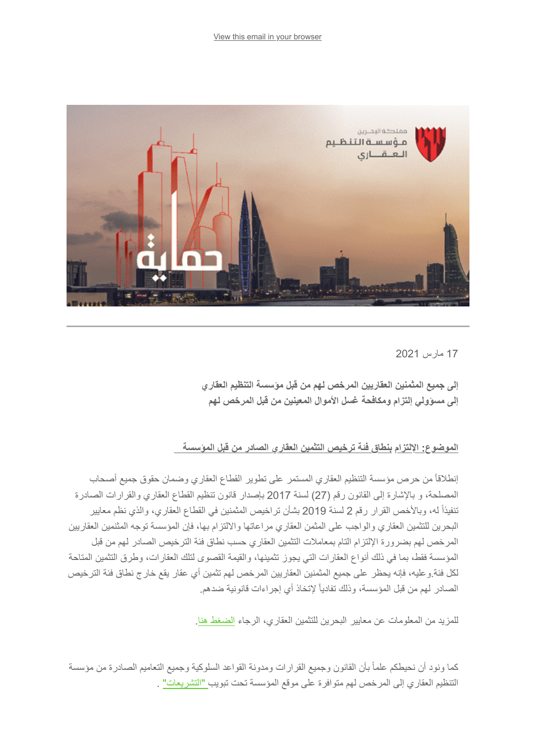View this email in your browser

17 مارس 2021

**إلى جميع المثمنين العقاريين المرخص لهم من قبل مؤسسة التنظيم العقاري**
**إلى مسؤولي إلتزام ومكافحة غسل الأموال المعينين من قبل المرخص لهم**

**الموضوع: الإلتزام بنطاق فئة ترخيص التثمين العقاري الصادر من قبل المؤسسة**

إنطلاقاً من حرص مؤسسة التنظيم العقاري المستمر على تطوير القطاع العقاري وضمان حقوق جميع أصحاب المصلحة، و بالإشارة إلى القانون رقم (27) لسنة 2017 بإصدار قانون تنظيم القطاع العقاري والقرارات الصادرة تنفيذاً له، وبالأخص القرار رقم 2 لسنة 2019 بشأن تراخيص المثمنين في القطاع العقاري، والذي نظم معايير البحرين للتثمين العقاري والواجب على المثمن العقاري مراعاتها والالتزام بها، فإن المؤسسة توجه المثمنين العقاريين المرخص لهم بضرورة الإلتزام التام بمعاملات التثمين العقاري حسب نطاق فئة الترخيص الصادر لهم من قبل المؤسسة فقط، بما في ذلك أنواع العقارات التي يجوز تثمينها، والقيمة القصوى لتلك العقارات، وطرق التثمين المتاحة لكل فئة.وعليه، فإنه يحظر على جميع المثمنين العقاريين المرخص لهم تثمين أي عقار يقع خارج نطاق فئة الترخيص الصادر لهم من قبل المؤسسة، وذلك تفادياً لإتخاذ أي إجراءات قانونية ضدهم.

للمزيد من المعلومات عن معايير البحرين للتثمين العقاري، الرجاء الضغط هنا.

كما ونود أن نحيطكم علماً بأن القانون وجميع القرارات ومدونة القواعد السلوكية وجميع التعاميم الصادرة من مؤسسة التنظيم العقاري إلى المرخص لهم متوافرة على موقع المؤسسة تحت تبويب "التشريعات" .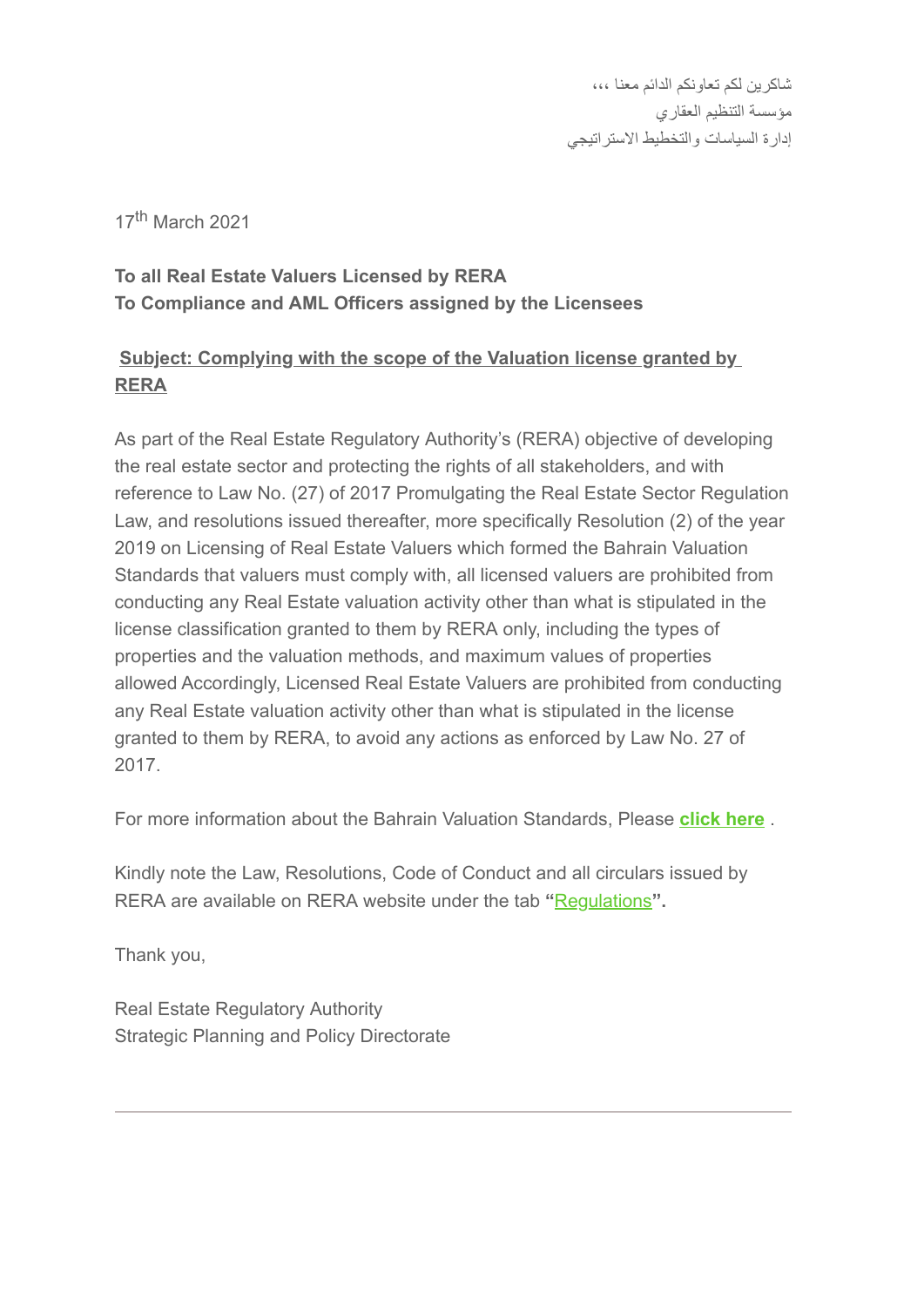شاكرين لكم تعاونكم الدائم معنا ،،،
مؤسسة التنظيم العقاري
إدارة السياسات والتخطيط الاستراتيجي

17th March 2021

**To all Real Estate Valuers Licensed by RERA**
**To Compliance and AML Officers assigned by the Licensees**

**<u>Subject: Complying with the scope of the Valuation license granted by RERA</u>**

As part of the Real Estate Regulatory Authority's (RERA) objective of developing the real estate sector and protecting the rights of all stakeholders, and with reference to Law No. (27) of 2017 Promulgating the Real Estate Sector Regulation Law, and resolutions issued thereafter, more specifically Resolution (2) of the year 2019 on Licensing of Real Estate Valuers which formed the Bahrain Valuation Standards that valuers must comply with, all licensed valuers are prohibited from conducting any Real Estate valuation activity other than what is stipulated in the license classification granted to them by RERA only, including the types of properties and the valuation methods, and maximum values of properties allowed Accordingly, Licensed Real Estate Valuers are prohibited from conducting any Real Estate valuation activity other than what is stipulated in the license granted to them by RERA, to avoid any actions as enforced by Law No. 27 of 2017.

For more information about the Bahrain Valuation Standards, Please **click here** .

Kindly note the Law, Resolutions, Code of Conduct and all circulars issued by RERA are available on RERA website under the tab **"**Regulations**".**

Thank you,

Real Estate Regulatory Authority
Strategic Planning and Policy Directorate